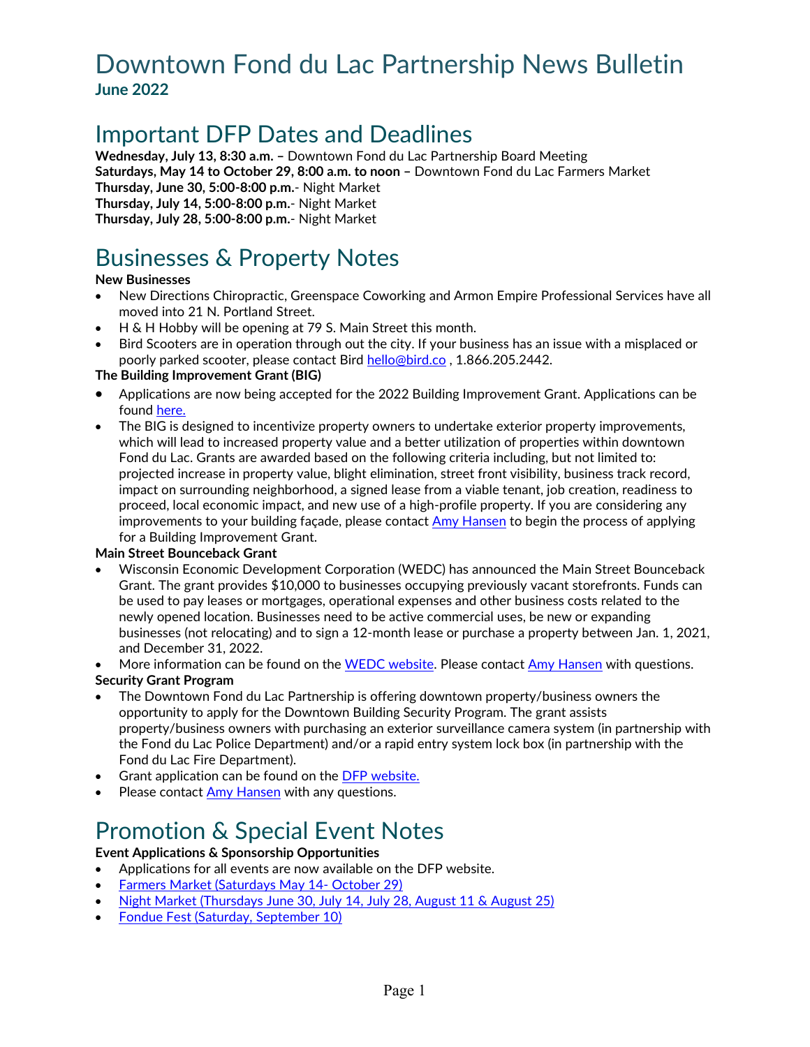# Downtown Fond du Lac Partnership News Bulletin

**June 2022**

## Important DFP Dates and Deadlines

**Wednesday, July 13, 8:30 a.m. –** Downtown Fond du Lac Partnership Board Meeting
**Saturdays, May 14 to October 29, 8:00 a.m. to noon –** Downtown Fond du Lac Farmers Market
**Thursday, June 30, 5:00-8:00 p.m.**- Night Market
**Thursday, July 14, 5:00-8:00 p.m.**- Night Market
**Thursday, July 28, 5:00-8:00 p.m.**- Night Market

## Businesses & Property Notes

**New Businesses**

- New Directions Chiropractic, Greenspace Coworking and Armon Empire Professional Services have all moved into 21 N. Portland Street.
- H & H Hobby will be opening at 79 S. Main Street this month.
- Bird Scooters are in operation through out the city. If your business has an issue with a misplaced or poorly parked scooter, please contact Bird hello@bird.co , 1.866.205.2442.

**The Building Improvement Grant (BIG)**

- Applications are now being accepted for the 2022 Building Improvement Grant. Applications can be found here.
- The BIG is designed to incentivize property owners to undertake exterior property improvements, which will lead to increased property value and a better utilization of properties within downtown Fond du Lac. Grants are awarded based on the following criteria including, but not limited to: projected increase in property value, blight elimination, street front visibility, business track record, impact on surrounding neighborhood, a signed lease from a viable tenant, job creation, readiness to proceed, local economic impact, and new use of a high-profile property. If you are considering any improvements to your building façade, please contact Amy Hansen to begin the process of applying for a Building Improvement Grant.

**Main Street Bounceback Grant**

- Wisconsin Economic Development Corporation (WEDC) has announced the Main Street Bounceback Grant. The grant provides $10,000 to businesses occupying previously vacant storefronts. Funds can be used to pay leases or mortgages, operational expenses and other business costs related to the newly opened location. Businesses need to be active commercial uses, be new or expanding businesses (not relocating) and to sign a 12-month lease or purchase a property between Jan. 1, 2021, and December 31, 2022.
- More information can be found on the WEDC website. Please contact Amy Hansen with questions.

**Security Grant Program**

- The Downtown Fond du Lac Partnership is offering downtown property/business owners the opportunity to apply for the Downtown Building Security Program. The grant assists property/business owners with purchasing an exterior surveillance camera system (in partnership with the Fond du Lac Police Department) and/or a rapid entry system lock box (in partnership with the Fond du Lac Fire Department).
- Grant application can be found on the DFP website.
- Please contact Amy Hansen with any questions.

## Promotion & Special Event Notes

**Event Applications & Sponsorship Opportunities**

- Applications for all events are now available on the DFP website.
- Farmers Market (Saturdays May 14- October 29)
- Night Market (Thursdays June 30, July 14, July 28, August 11 & August 25)
- Fondue Fest (Saturday, September 10)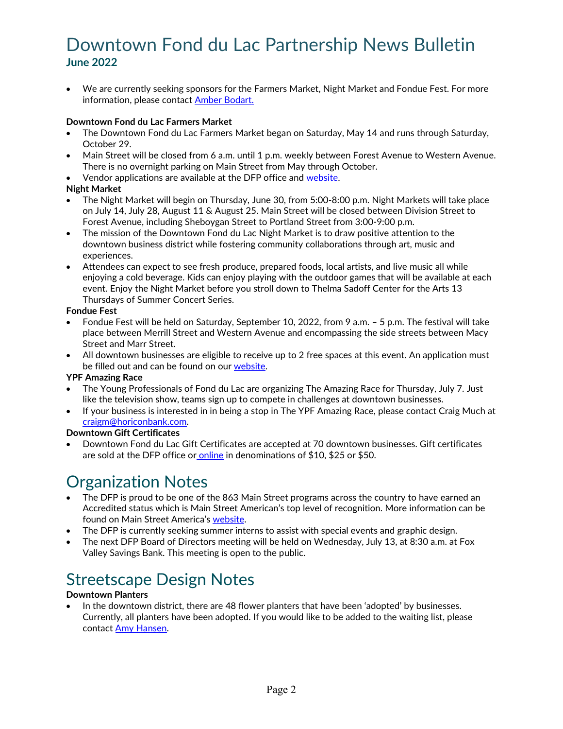# Downtown Fond du Lac Partnership News Bulletin

**June 2022**

- We are currently seeking sponsors for the Farmers Market, Night Market and Fondue Fest. For more information, please contact [Amber Bodart.](#)

**Downtown Fond du Lac Farmers Market**

- The Downtown Fond du Lac Farmers Market began on Saturday, May 14 and runs through Saturday, October 29.
- Main Street will be closed from 6 a.m. until 1 p.m. weekly between Forest Avenue to Western Avenue. There is no overnight parking on Main Street from May through October.
- Vendor applications are available at the DFP office and [website](#).

**Night Market**

- The Night Market will begin on Thursday, June 30, from 5:00-8:00 p.m. Night Markets will take place on July 14, July 28, August 11 & August 25. Main Street will be closed between Division Street to Forest Avenue, including Sheboygan Street to Portland Street from 3:00-9:00 p.m.
- The mission of the Downtown Fond du Lac Night Market is to draw positive attention to the downtown business district while fostering community collaborations through art, music and experiences.
- Attendees can expect to see fresh produce, prepared foods, local artists, and live music all while enjoying a cold beverage. Kids can enjoy playing with the outdoor games that will be available at each event. Enjoy the Night Market before you stroll down to Thelma Sadoff Center for the Arts 13 Thursdays of Summer Concert Series.

**Fondue Fest**

- Fondue Fest will be held on Saturday, September 10, 2022, from 9 a.m. – 5 p.m. The festival will take place between Merrill Street and Western Avenue and encompassing the side streets between Macy Street and Marr Street.
- All downtown businesses are eligible to receive up to 2 free spaces at this event. An application must be filled out and can be found on our [website](#).

**YPF Amazing Race**

- The Young Professionals of Fond du Lac are organizing The Amazing Race for Thursday, July 7. Just like the television show, teams sign up to compete in challenges at downtown businesses.
- If your business is interested in in being a stop in The YPF Amazing Race, please contact Craig Much at [craigm@horiconbank.com](mailto:craigm@horiconbank.com).

**Downtown Gift Certificates**

- Downtown Fond du Lac Gift Certificates are accepted at 70 downtown businesses. Gift certificates are sold at the DFP office or [online](#) in denominations of $10, $25 or $50.

# Organization Notes

- The DFP is proud to be one of the 863 Main Street programs across the country to have earned an Accredited status which is Main Street American's top level of recognition. More information can be found on Main Street America's [website](#).
- The DFP is currently seeking summer interns to assist with special events and graphic design.
- The next DFP Board of Directors meeting will be held on Wednesday, July 13, at 8:30 a.m. at Fox Valley Savings Bank. This meeting is open to the public.

# Streetscape Design Notes

**Downtown Planters**

- In the downtown district, there are 48 flower planters that have been 'adopted' by businesses. Currently, all planters have been adopted. If you would like to be added to the waiting list, please contact [Amy Hansen](#).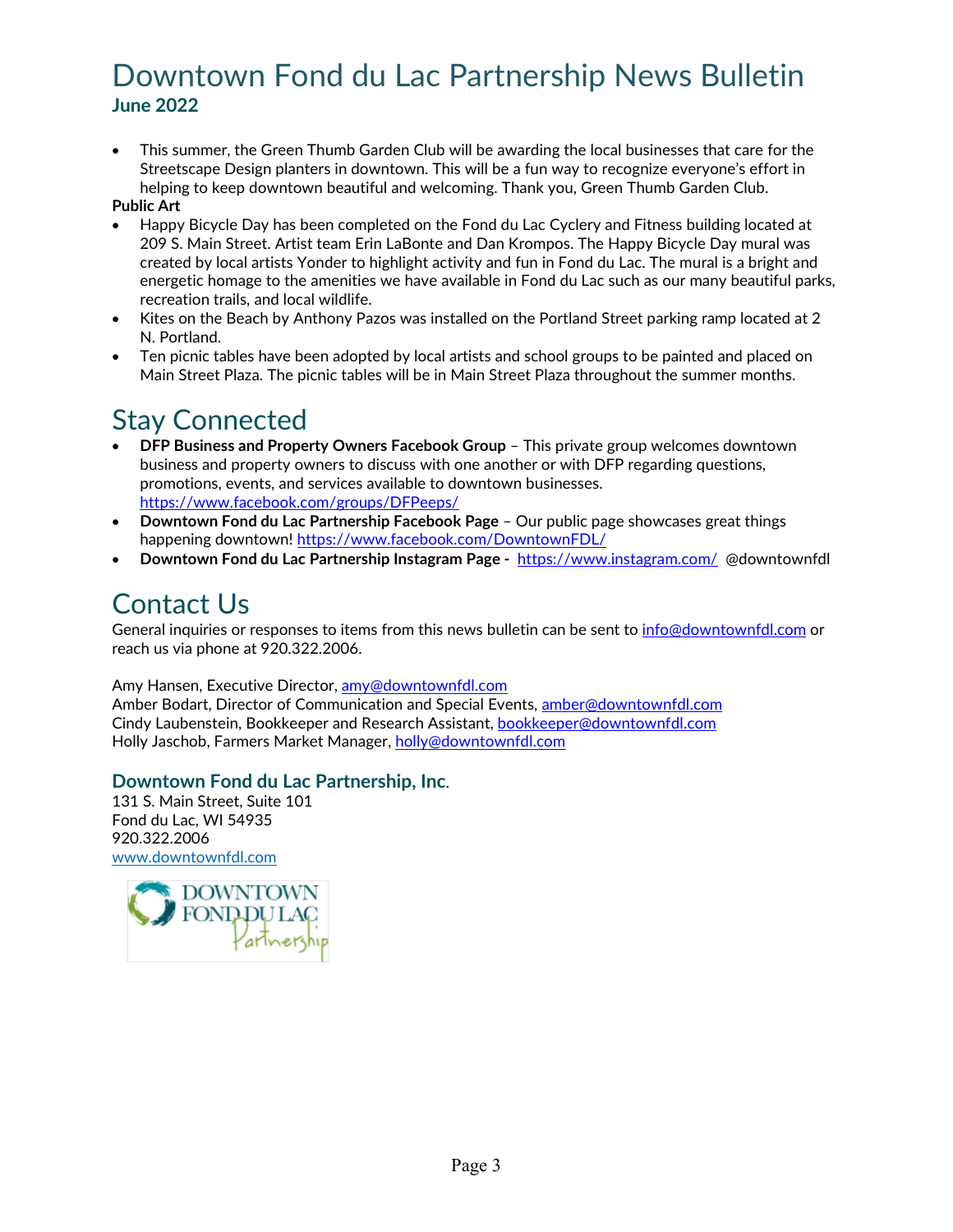# Downtown Fond du Lac Partnership News Bulletin

**June 2022**

- This summer, the Green Thumb Garden Club will be awarding the local businesses that care for the Streetscape Design planters in downtown. This will be a fun way to recognize everyone's effort in helping to keep downtown beautiful and welcoming. Thank you, Green Thumb Garden Club.

**Public Art**

- Happy Bicycle Day has been completed on the Fond du Lac Cyclery and Fitness building located at 209 S. Main Street. Artist team Erin LaBonte and Dan Krompos. The Happy Bicycle Day mural was created by local artists Yonder to highlight activity and fun in Fond du Lac. The mural is a bright and energetic homage to the amenities we have available in Fond du Lac such as our many beautiful parks, recreation trails, and local wildlife.
- Kites on the Beach by Anthony Pazos was installed on the Portland Street parking ramp located at 2 N. Portland.
- Ten picnic tables have been adopted by local artists and school groups to be painted and placed on Main Street Plaza. The picnic tables will be in Main Street Plaza throughout the summer months.

## Stay Connected

- **DFP Business and Property Owners Facebook Group** – This private group welcomes downtown business and property owners to discuss with one another or with DFP regarding questions, promotions, events, and services available to downtown businesses. https://www.facebook.com/groups/DFPeeps/
- **Downtown Fond du Lac Partnership Facebook Page** – Our public page showcases great things happening downtown! https://www.facebook.com/DowntownFDL/
- **Downtown Fond du Lac Partnership Instagram Page -** https://www.instagram.com/ @downtownfdl

## Contact Us

General inquiries or responses to items from this news bulletin can be sent to info@downtownfdl.com or reach us via phone at 920.322.2006.

Amy Hansen, Executive Director, amy@downtownfdl.com
Amber Bodart, Director of Communication and Special Events, amber@downtownfdl.com
Cindy Laubenstein, Bookkeeper and Research Assistant, bookkeeper@downtownfdl.com
Holly Jaschob, Farmers Market Manager, holly@downtownfdl.com

### Downtown Fond du Lac Partnership, Inc.

131 S. Main Street, Suite 101
Fond du Lac, WI 54935
920.322.2006
www.downtownfdl.com

DOWNTOWN FOND DU LAC Partnership